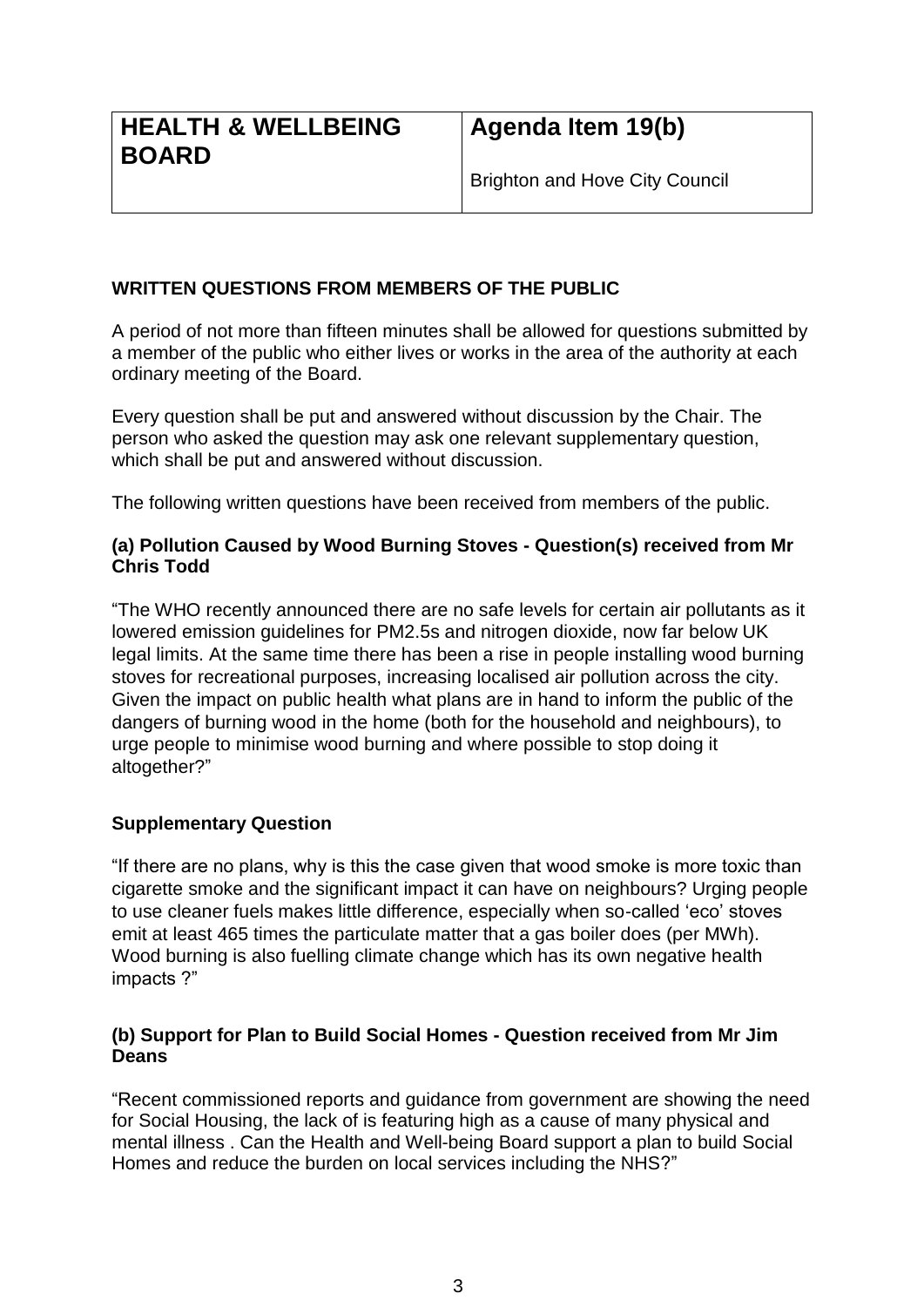| HEALTH & WELLBEING BOARD | Agenda Item 19(b) |
| --- | --- |
| | Brighton and Hove City Council |

**WRITTEN QUESTIONS FROM MEMBERS OF THE PUBLIC**

A period of not more than fifteen minutes shall be allowed for questions submitted by a member of the public who either lives or works in the area of the authority at each ordinary meeting of the Board.

Every question shall be put and answered without discussion by the Chair. The person who asked the question may ask one relevant supplementary question, which shall be put and answered without discussion.

The following written questions have been received from members of the public.

**(a) Pollution Caused by Wood Burning Stoves - Question(s) received from Mr Chris Todd**

"The WHO recently announced there are no safe levels for certain air pollutants as it lowered emission guidelines for PM2.5s and nitrogen dioxide, now far below UK legal limits. At the same time there has been a rise in people installing wood burning stoves for recreational purposes, increasing localised air pollution across the city. Given the impact on public health what plans are in hand to inform the public of the dangers of burning wood in the home (both for the household and neighbours), to urge people to minimise wood burning and where possible to stop doing it altogether?"

**Supplementary Question**

"If there are no plans, why is this the case given that wood smoke is more toxic than cigarette smoke and the significant impact it can have on neighbours? Urging people to use cleaner fuels makes little difference, especially when so-called 'eco' stoves emit at least 465 times the particulate matter that a gas boiler does (per MWh). Wood burning is also fuelling climate change which has its own negative health impacts ?"

**(b) Support for Plan to Build Social Homes - Question received from Mr Jim Deans**

"Recent commissioned reports and guidance from government are showing the need for Social Housing, the lack of is featuring high as a cause of many physical and mental illness . Can the Health and Well-being Board support a plan to build Social Homes and reduce the burden on local services including the NHS?"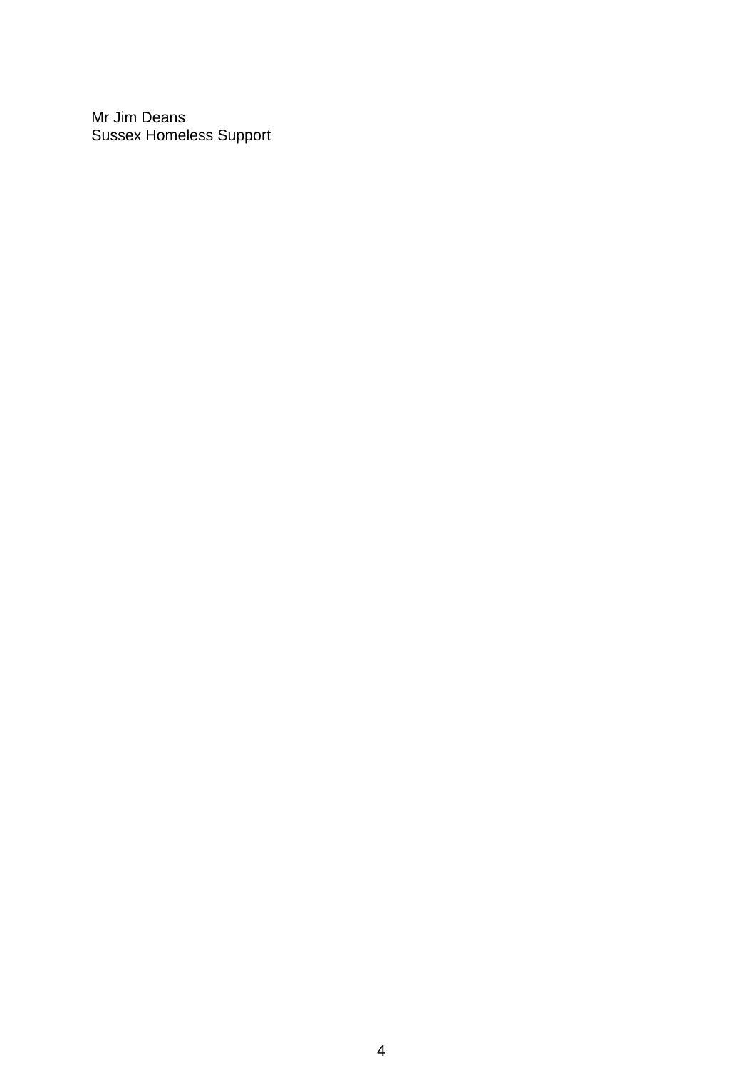Mr Jim Deans
Sussex Homeless Support